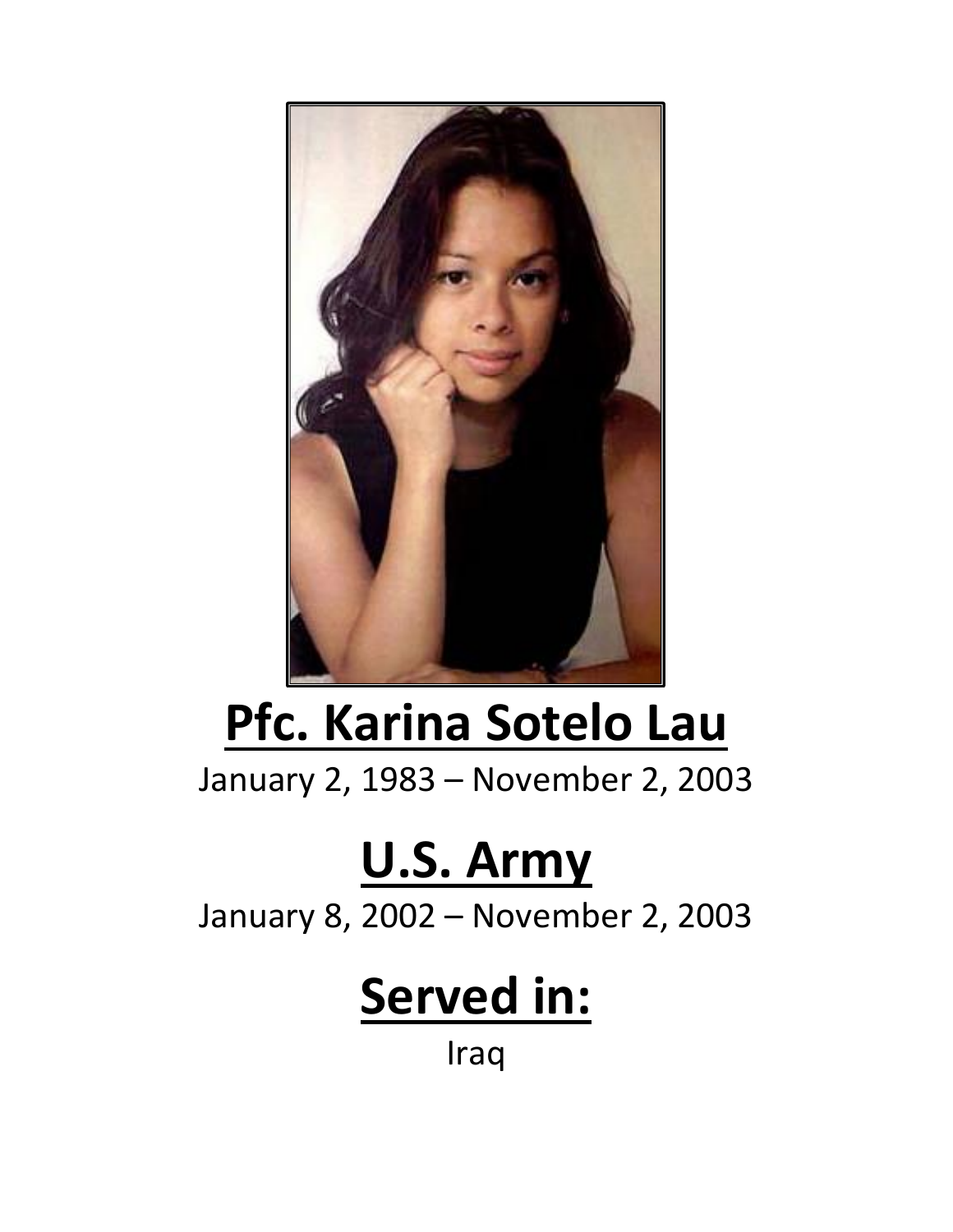# Pfc. Karina Sotelo Lau

January 2, 1983 – November 2, 2003

# U.S. Army

January 8, 2002 – November 2, 2003

# Served in:

Iraq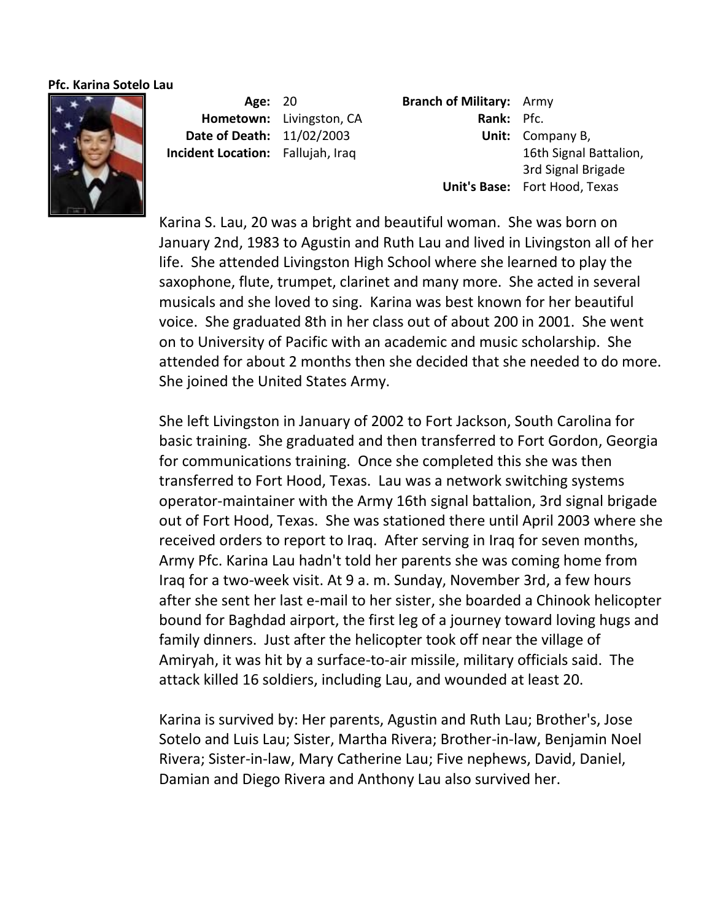**Pfc. Karina Sotelo Lau**

| | | | |
|---|---|---|---|
| **Age:** | 20 | **Branch of Military:** | Army |
| **Hometown:** | Livingston, CA | **Rank:** | Pfc. |
| **Date of Death:** | 11/02/2003 | **Unit:** | Company B, 16th Signal Battalion, 3rd Signal Brigade |
| **Incident Location:** | Fallujah, Iraq | **Unit's Base:** | Fort Hood, Texas |

Karina S. Lau, 20 was a bright and beautiful woman. She was born on January 2nd, 1983 to Agustin and Ruth Lau and lived in Livingston all of her life. She attended Livingston High School where she learned to play the saxophone, flute, trumpet, clarinet and many more. She acted in several musicals and she loved to sing. Karina was best known for her beautiful voice. She graduated 8th in her class out of about 200 in 2001. She went on to University of Pacific with an academic and music scholarship. She attended for about 2 months then she decided that she needed to do more. She joined the United States Army.

She left Livingston in January of 2002 to Fort Jackson, South Carolina for basic training. She graduated and then transferred to Fort Gordon, Georgia for communications training. Once she completed this she was then transferred to Fort Hood, Texas. Lau was a network switching systems operator-maintainer with the Army 16th signal battalion, 3rd signal brigade out of Fort Hood, Texas. She was stationed there until April 2003 where she received orders to report to Iraq. After serving in Iraq for seven months, Army Pfc. Karina Lau hadn't told her parents she was coming home from Iraq for a two-week visit. At 9 a. m. Sunday, November 3rd, a few hours after she sent her last e-mail to her sister, she boarded a Chinook helicopter bound for Baghdad airport, the first leg of a journey toward loving hugs and family dinners. Just after the helicopter took off near the village of Amiryah, it was hit by a surface-to-air missile, military officials said. The attack killed 16 soldiers, including Lau, and wounded at least 20.

Karina is survived by: Her parents, Agustin and Ruth Lau; Brother's, Jose Sotelo and Luis Lau; Sister, Martha Rivera; Brother-in-law, Benjamin Noel Rivera; Sister-in-law, Mary Catherine Lau; Five nephews, David, Daniel, Damian and Diego Rivera and Anthony Lau also survived her.